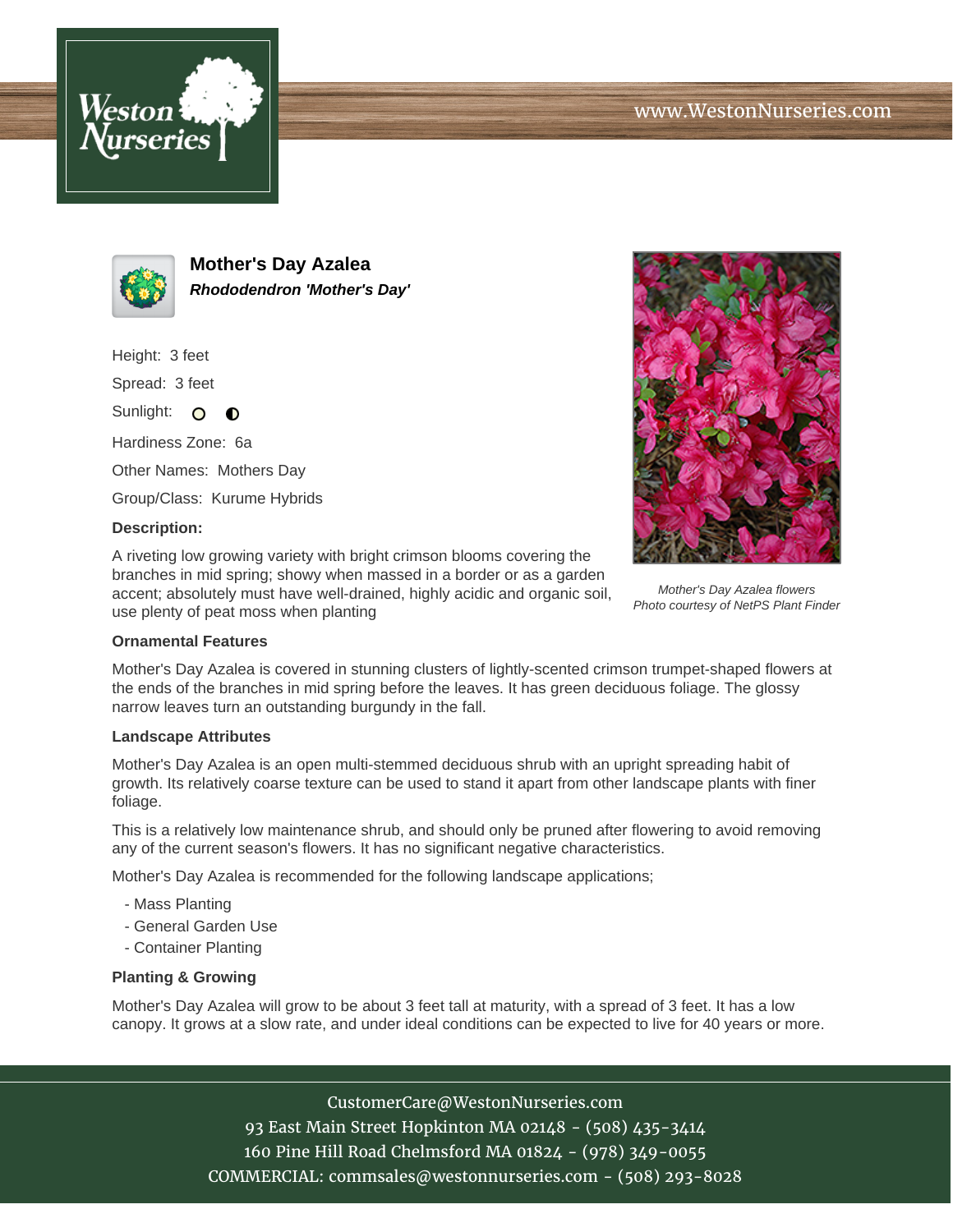www.WestonNurseries.com

# Mother's Day Azalea

***Rhododendron 'Mother's Day'***

Height: 3 feet

Spread: 3 feet

Sunlight:

Hardiness Zone: 6a

Other Names: Mothers Day

Group/Class: Kurume Hybrids

**Description:**

A riveting low growing variety with bright crimson blooms covering the branches in mid spring; showy when massed in a border or as a garden accent; absolutely must have well-drained, highly acidic and organic soil, use plenty of peat moss when planting

*Mother's Day Azalea flowers*
*Photo courtesy of NetPS Plant Finder*

### Ornamental Features

Mother's Day Azalea is covered in stunning clusters of lightly-scented crimson trumpet-shaped flowers at the ends of the branches in mid spring before the leaves. It has green deciduous foliage. The glossy narrow leaves turn an outstanding burgundy in the fall.

### Landscape Attributes

Mother's Day Azalea is an open multi-stemmed deciduous shrub with an upright spreading habit of growth. Its relatively coarse texture can be used to stand it apart from other landscape plants with finer foliage.

This is a relatively low maintenance shrub, and should only be pruned after flowering to avoid removing any of the current season's flowers. It has no significant negative characteristics.

Mother's Day Azalea is recommended for the following landscape applications;

- Mass Planting
- General Garden Use
- Container Planting

### Planting & Growing

Mother's Day Azalea will grow to be about 3 feet tall at maturity, with a spread of 3 feet. It has a low canopy. It grows at a slow rate, and under ideal conditions can be expected to live for 40 years or more.

CustomerCare@WestonNurseries.com
93 East Main Street Hopkinton MA 02148 - (508) 435-3414
160 Pine Hill Road Chelmsford MA 01824 - (978) 349-0055
COMMERCIAL: commsales@westonnurseries.com - (508) 293-8028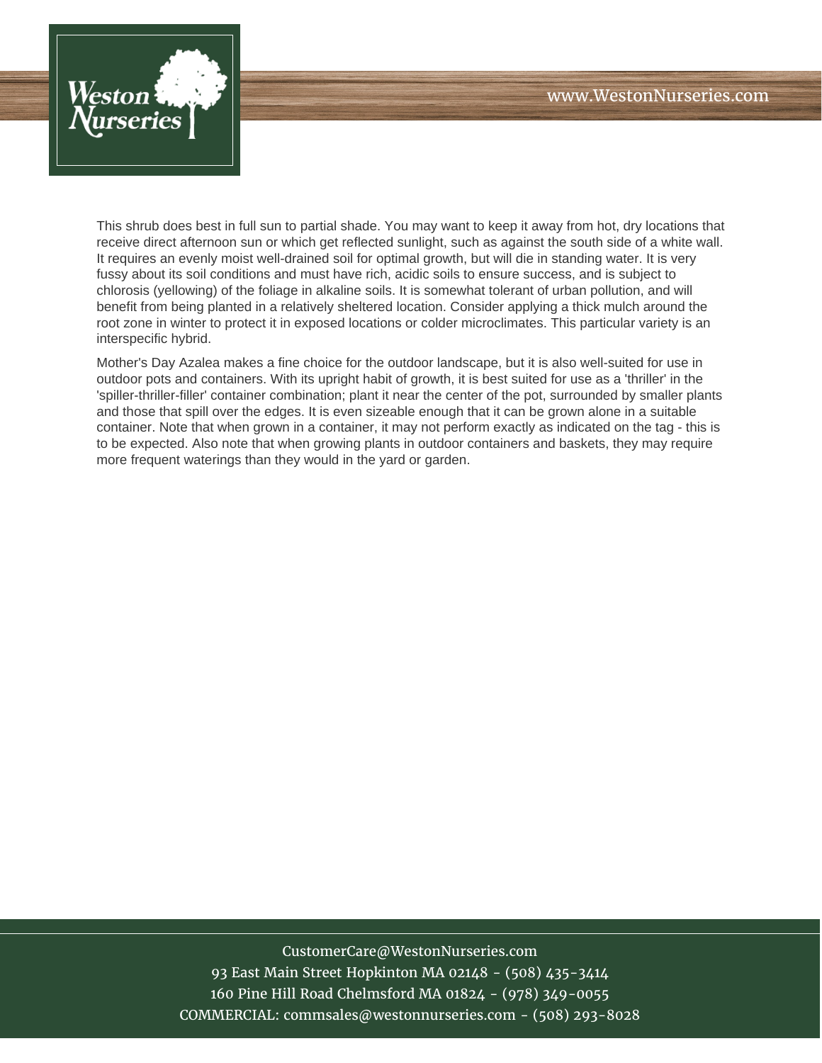This shrub does best in full sun to partial shade. You may want to keep it away from hot, dry locations that receive direct afternoon sun or which get reflected sunlight, such as against the south side of a white wall. It requires an evenly moist well-drained soil for optimal growth, but will die in standing water. It is very fussy about its soil conditions and must have rich, acidic soils to ensure success, and is subject to chlorosis (yellowing) of the foliage in alkaline soils. It is somewhat tolerant of urban pollution, and will benefit from being planted in a relatively sheltered location. Consider applying a thick mulch around the root zone in winter to protect it in exposed locations or colder microclimates. This particular variety is an interspecific hybrid.

Mother's Day Azalea makes a fine choice for the outdoor landscape, but it is also well-suited for use in outdoor pots and containers. With its upright habit of growth, it is best suited for use as a 'thriller' in the 'spiller-thriller-filler' container combination; plant it near the center of the pot, surrounded by smaller plants and those that spill over the edges. It is even sizeable enough that it can be grown alone in a suitable container. Note that when grown in a container, it may not perform exactly as indicated on the tag - this is to be expected. Also note that when growing plants in outdoor containers and baskets, they may require more frequent waterings than they would in the yard or garden.